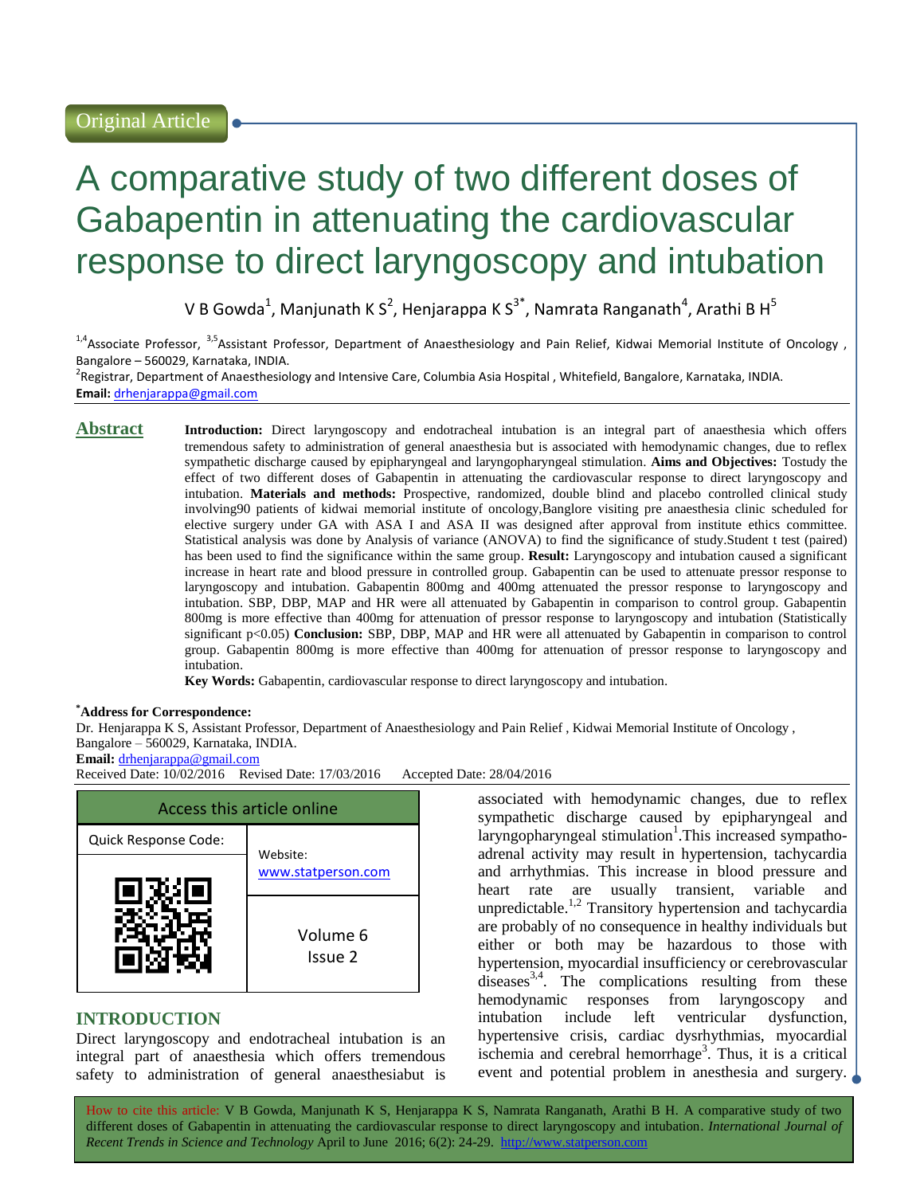Original Article

# A comparative study of two different doses of Gabapentin in attenuating the cardiovascular response to direct laryngoscopy and intubation

V B Gowda[1], Manjunath K S[2], Henjarappa K S[3*], Namrata Ranganath[4], Arathi B H[5]

[1,4]Associate Professor, [3,5]Assistant Professor, Department of Anaesthesiology and Pain Relief, Kidwai Memorial Institute of Oncology, Bangalore – 560029, Karnataka, INDIA.
[2]Registrar, Department of Anaesthesiology and Intensive Care, Columbia Asia Hospital, Whitefield, Bangalore, Karnataka, INDIA.
**Email:** drhenjarappa@gmail.com

## Abstract

**Introduction:** Direct laryngoscopy and endotracheal intubation is an integral part of anaesthesia which offers tremendous safety to administration of general anaesthesia but is associated with hemodynamic changes, due to reflex sympathetic discharge caused by epipharyngeal and laryngopharyngeal stimulation. **Aims and Objectives:** Tostudy the effect of two different doses of Gabapentin in attenuating the cardiovascular response to direct laryngoscopy and intubation. **Materials and methods:** Prospective, randomized, double blind and placebo controlled clinical study involving90 patients of kidwai memorial institute of oncology,Banglore visiting pre anaesthesia clinic scheduled for elective surgery under GA with ASA I and ASA II was designed after approval from institute ethics committee. Statistical analysis was done by Analysis of variance (ANOVA) to find the significance of study.Student t test (paired) has been used to find the significance within the same group. **Result:** Laryngoscopy and intubation caused a significant increase in heart rate and blood pressure in controlled group. Gabapentin can be used to attenuate pressor response to laryngoscopy and intubation. Gabapentin 800mg and 400mg attenuated the pressor response to laryngoscopy and intubation. SBP, DBP, MAP and HR were all attenuated by Gabapentin in comparison to control group. Gabapentin 800mg is more effective than 400mg for attenuation of pressor response to laryngoscopy and intubation (Statistically significant $p<0.05$) **Conclusion:** SBP, DBP, MAP and HR were all attenuated by Gabapentin in comparison to control group. Gabapentin 800mg is more effective than 400mg for attenuation of pressor response to laryngoscopy and intubation.

**Key Words:** Gabapentin, cardiovascular response to direct laryngoscopy and intubation.

**[*]Address for Correspondence:**
Dr. Henjarappa K S, Assistant Professor, Department of Anaesthesiology and Pain Relief, Kidwai Memorial Institute of Oncology, Bangalore – 560029, Karnataka, INDIA.
**Email:** drhenjarappa@gmail.com
Received Date: 10/02/2016 Revised Date: 17/03/2016 Accepted Date: 28/04/2016

| Access this article online | |
|---|---|
| Quick Response Code: | Website: www.statperson.com |
| | Volume 6 Issue 2 |

## INTRODUCTION

Direct laryngoscopy and endotracheal intubation is an integral part of anaesthesia which offers tremendous safety to administration of general anaesthesiabut is associated with hemodynamic changes, due to reflex sympathetic discharge caused by epipharyngeal and laryngopharyngeal stimulation[1].This increased sympatho-adrenal activity may result in hypertension, tachycardia and arrhythmias. This increase in blood pressure and heart rate are usually transient, variable and unpredictable.[1,2] Transitory hypertension and tachycardia are probably of no consequence in healthy individuals but either or both may be hazardous to those with hypertension, myocardial insufficiency or cerebrovascular diseases[3,4]. The complications resulting from these hemodynamic responses from laryngoscopy and intubation include left ventricular dysfunction, hypertensive crisis, cardiac dysrhythmias, myocardial ischemia and cerebral hemorrhage[3]. Thus, it is a critical event and potential problem in anesthesia and surgery.

How to cite this article: V B Gowda, Manjunath K S, Henjarappa K S, Namrata Ranganath, Arathi B H. A comparative study of two different doses of Gabapentin in attenuating the cardiovascular response to direct laryngoscopy and intubation. *International Journal of Recent Trends in Science and Technology* April to June 2016; 6(2): 24-29. http://www.statperson.com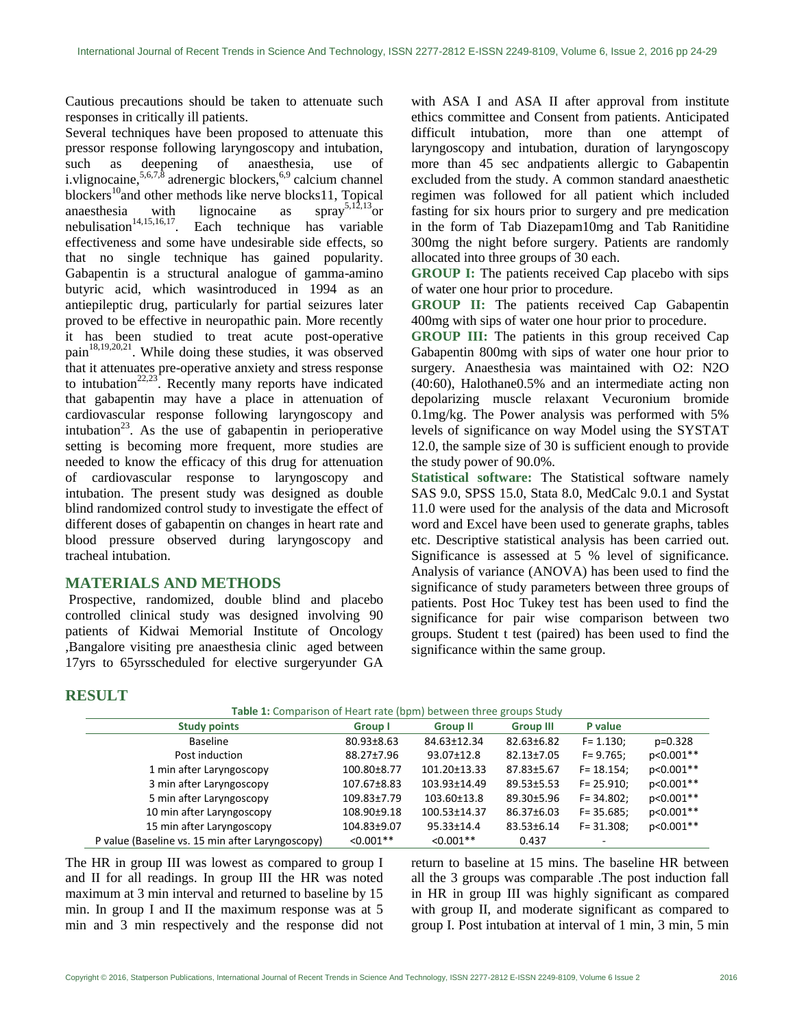Cautious precautions should be taken to attenuate such responses in critically ill patients.

Several techniques have been proposed to attenuate this pressor response following laryngoscopy and intubation, such as deepening of anaesthesia, use of i.vlignocaine,[5,6,7,8] adrenergic blockers,[6,9] calcium channel blockers[10]and other methods like nerve blocks11, Topical anaesthesia with lignocaine as spray[5,12,13]or nebulisation[14,15,16,17]. Each technique has variable effectiveness and some have undesirable side effects, so that no single technique has gained popularity. Gabapentin is a structural analogue of gamma-amino butyric acid, which wasintroduced in 1994 as an antiepileptic drug, particularly for partial seizures later proved to be effective in neuropathic pain. More recently it has been studied to treat acute post-operative pain[18,19,20,21]. While doing these studies, it was observed that it attenuates pre-operative anxiety and stress response to intubation[22,23]. Recently many reports have indicated that gabapentin may have a place in attenuation of cardiovascular response following laryngoscopy and intubation[23]. As the use of gabapentin in perioperative setting is becoming more frequent, more studies are needed to know the efficacy of this drug for attenuation of cardiovascular response to laryngoscopy and intubation. The present study was designed as double blind randomized control study to investigate the effect of different doses of gabapentin on changes in heart rate and blood pressure observed during laryngoscopy and tracheal intubation.

## MATERIALS AND METHODS

Prospective, randomized, double blind and placebo controlled clinical study was designed involving 90 patients of Kidwai Memorial Institute of Oncology ,Bangalore visiting pre anaesthesia clinic aged between 17yrs to 65yrsscheduled for elective surgeryunder GA with ASA I and ASA II after approval from institute ethics committee and Consent from patients. Anticipated difficult intubation, more than one attempt of laryngoscopy and intubation, duration of laryngoscopy more than 45 sec andpatients allergic to Gabapentin excluded from the study. A common standard anaesthetic regimen was followed for all patient which included fasting for six hours prior to surgery and pre medication in the form of Tab Diazepam10mg and Tab Ranitidine 300mg the night before surgery. Patients are randomly allocated into three groups of 30 each.

**GROUP I:** The patients received Cap placebo with sips of water one hour prior to procedure.

**GROUP II:** The patients received Cap Gabapentin 400mg with sips of water one hour prior to procedure.

**GROUP III:** The patients in this group received Cap Gabapentin 800mg with sips of water one hour prior to surgery. Anaesthesia was maintained with O2: N2O (40:60), Halothane0.5% and an intermediate acting non depolarizing muscle relaxant Vecuronium bromide 0.1mg/kg. The Power analysis was performed with 5% levels of significance on way Model using the SYSTAT 12.0, the sample size of 30 is sufficient enough to provide the study power of 90.0%.

**Statistical software:** The Statistical software namely SAS 9.0, SPSS 15.0, Stata 8.0, MedCalc 9.0.1 and Systat 11.0 were used for the analysis of the data and Microsoft word and Excel have been used to generate graphs, tables etc. Descriptive statistical analysis has been carried out. Significance is assessed at 5 % level of significance. Analysis of variance (ANOVA) has been used to find the significance of study parameters between three groups of patients. Post Hoc Tukey test has been used to find the significance for pair wise comparison between two groups. Student t test (paired) has been used to find the significance within the same group.

## RESULT

**Table 1:** Comparison of Heart rate (bpm) between three groups Study

| Study points | Group I | Group II | Group III | P value | |
|---|---|---|---|---|---|
| Baseline | 80.93±8.63 | 84.63±12.34 | 82.63±6.82 | F= 1.130; | p=0.328 |
| Post induction | 88.27±7.96 | 93.07±12.8 | 82.13±7.05 | F= 9.765; | p<0.001** |
| 1 min after Laryngoscopy | 100.80±8.77 | 101.20±13.33 | 87.83±5.67 | F= 18.154; | p<0.001** |
| 3 min after Laryngoscopy | 107.67±8.83 | 103.93±14.49 | 89.53±5.53 | F= 25.910; | p<0.001** |
| 5 min after Laryngoscopy | 109.83±7.79 | 103.60±13.8 | 89.30±5.96 | F= 34.802; | p<0.001** |
| 10 min after Laryngoscopy | 108.90±9.18 | 100.53±14.37 | 86.37±6.03 | F= 35.685; | p<0.001** |
| 15 min after Laryngoscopy | 104.83±9.07 | 95.33±14.4 | 83.53±6.14 | F= 31.308; | p<0.001** |
| P value (Baseline vs. 15 min after Laryngoscopy) | <0.001** | <0.001** | 0.437 | - | |

The HR in group III was lowest as compared to group I and II for all readings. In group III the HR was noted maximum at 3 min interval and returned to baseline by 15 min. In group I and II the maximum response was at 5 min and 3 min respectively and the response did not return to baseline at 15 mins. The baseline HR between all the 3 groups was comparable .The post induction fall in HR in group III was highly significant as compared with group II, and moderate significant as compared to group I. Post intubation at interval of 1 min, 3 min, 5 min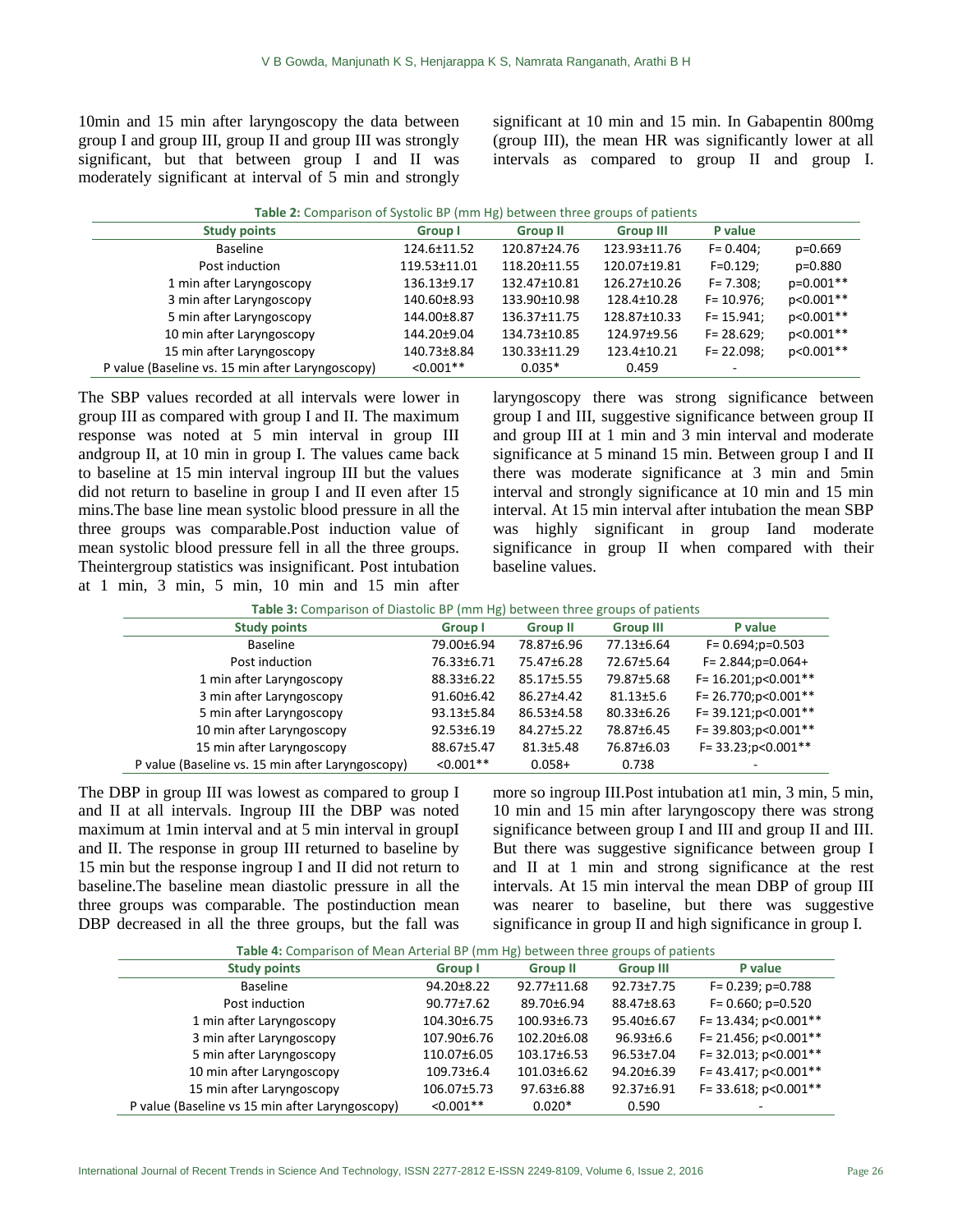10min and 15 min after laryngoscopy the data between group I and group III, group II and group III was strongly significant, but that between group I and II was moderately significant at interval of 5 min and strongly significant at 10 min and 15 min. In Gabapentin 800mg (group III), the mean HR was significantly lower at all intervals as compared to group II and group I.

**Table 2:** Comparison of Systolic BP (mm Hg) between three groups of patients

| Study points | Group I | Group II | Group III | P value | |
|---|---|---|---|---|---|
| Baseline | 124.6±11.52 | 120.87±24.76 | 123.93±11.76 | F= 0.404; | p=0.669 |
| Post induction | 119.53±11.01 | 118.20±11.55 | 120.07±19.81 | F=0.129; | p=0.880 |
| 1 min after Laryngoscopy | 136.13±9.17 | 132.47±10.81 | 126.27±10.26 | F= 7.308; | p=0.001** |
| 3 min after Laryngoscopy | 140.60±8.93 | 133.90±10.98 | 128.4±10.28 | F= 10.976; | p<0.001** |
| 5 min after Laryngoscopy | 144.00±8.87 | 136.37±11.75 | 128.87±10.33 | F= 15.941; | p<0.001** |
| 10 min after Laryngoscopy | 144.20±9.04 | 134.73±10.85 | 124.97±9.56 | F= 28.629; | p<0.001** |
| 15 min after Laryngoscopy | 140.73±8.84 | 130.33±11.29 | 123.4±10.21 | F= 22.098; | p<0.001** |
| P value (Baseline vs. 15 min after Laryngoscopy) | <0.001** | 0.035* | 0.459 | - | |

The SBP values recorded at all intervals were lower in group III as compared with group I and II. The maximum response was noted at 5 min interval in group III andgroup II, at 10 min in group I. The values came back to baseline at 15 min interval ingroup III but the values did not return to baseline in group I and II even after 15 mins.The base line mean systolic blood pressure in all the three groups was comparable.Post induction value of mean systolic blood pressure fell in all the three groups. Theintergroup statistics was insignificant. Post intubation at 1 min, 3 min, 5 min, 10 min and 15 min after laryngoscopy there was strong significance between group I and III, suggestive significance between group II and group III at 1 min and 3 min interval and moderate significance at 5 minand 15 min. Between group I and II there was moderate significance at 3 min and 5min interval and strongly significance at 10 min and 15 min interval. At 15 min interval after intubation the mean SBP was highly significant in group Iand moderate significance in group II when compared with their baseline values.

**Table 3:** Comparison of Diastolic BP (mm Hg) between three groups of patients

| Study points | Group I | Group II | Group III | P value |
|---|---|---|---|---|
| Baseline | 79.00±6.94 | 78.87±6.96 | 77.13±6.64 | F= 0.694;p=0.503 |
| Post induction | 76.33±6.71 | 75.47±6.28 | 72.67±5.64 | F= 2.844;p=0.064+ |
| 1 min after Laryngoscopy | 88.33±6.22 | 85.17±5.55 | 79.87±5.68 | F= 16.201;p<0.001** |
| 3 min after Laryngoscopy | 91.60±6.42 | 86.27±4.42 | 81.13±5.6 | F= 26.770;p<0.001** |
| 5 min after Laryngoscopy | 93.13±5.84 | 86.53±4.58 | 80.33±6.26 | F= 39.121;p<0.001** |
| 10 min after Laryngoscopy | 92.53±6.19 | 84.27±5.22 | 78.87±6.45 | F= 39.803;p<0.001** |
| 15 min after Laryngoscopy | 88.67±5.47 | 81.3±5.48 | 76.87±6.03 | F= 33.23;p<0.001** |
| P value (Baseline vs. 15 min after Laryngoscopy) | <0.001** | 0.058+ | 0.738 | - |

The DBP in group III was lowest as compared to group I and II at all intervals. Ingroup III the DBP was noted maximum at 1min interval and at 5 min interval in groupI and II. The response in group III returned to baseline by 15 min but the response ingroup I and II did not return to baseline.The baseline mean diastolic pressure in all the three groups was comparable. The postinduction mean DBP decreased in all the three groups, but the fall was more so ingroup III.Post intubation at1 min, 3 min, 5 min, 10 min and 15 min after laryngoscopy there was strong significance between group I and III and group II and III. But there was suggestive significance between group I and II at 1 min and strong significance at the rest intervals. At 15 min interval the mean DBP of group III was nearer to baseline, but there was suggestive significance in group II and high significance in group I.

**Table 4:** Comparison of Mean Arterial BP (mm Hg) between three groups of patients

| Study points | Group I | Group II | Group III | P value |
|---|---|---|---|---|
| Baseline | 94.20±8.22 | 92.77±11.68 | 92.73±7.75 | F= 0.239; p=0.788 |
| Post induction | 90.77±7.62 | 89.70±6.94 | 88.47±8.63 | F= 0.660; p=0.520 |
| 1 min after Laryngoscopy | 104.30±6.75 | 100.93±6.73 | 95.40±6.67 | F= 13.434; p<0.001** |
| 3 min after Laryngoscopy | 107.90±6.76 | 102.20±6.08 | 96.93±6.6 | F= 21.456; p<0.001** |
| 5 min after Laryngoscopy | 110.07±6.05 | 103.17±6.53 | 96.53±7.04 | F= 32.013; p<0.001** |
| 10 min after Laryngoscopy | 109.73±6.4 | 101.03±6.62 | 94.20±6.39 | F= 43.417; p<0.001** |
| 15 min after Laryngoscopy | 106.07±5.73 | 97.63±6.88 | 92.37±6.91 | F= 33.618; p<0.001** |
| P value (Baseline vs 15 min after Laryngoscopy) | <0.001** | 0.020* | 0.590 | - |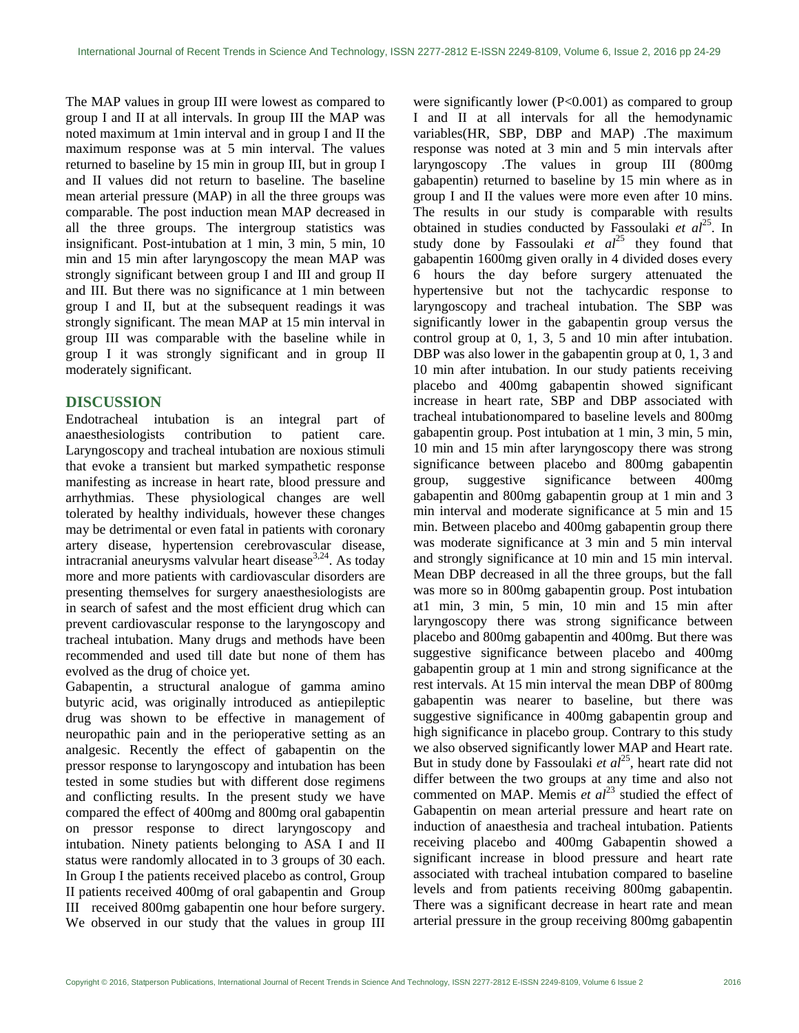The MAP values in group III were lowest as compared to group I and II at all intervals. In group III the MAP was noted maximum at 1min interval and in group I and II the maximum response was at 5 min interval. The values returned to baseline by 15 min in group III, but in group I and II values did not return to baseline. The baseline mean arterial pressure (MAP) in all the three groups was comparable. The post induction mean MAP decreased in all the three groups. The intergroup statistics was insignificant. Post-intubation at 1 min, 3 min, 5 min, 10 min and 15 min after laryngoscopy the mean MAP was strongly significant between group I and III and group II and III. But there was no significance at 1 min between group I and II, but at the subsequent readings it was strongly significant. The mean MAP at 15 min interval in group III was comparable with the baseline while in group I it was strongly significant and in group II moderately significant.

## DISCUSSION

Endotracheal intubation is an integral part of anaesthesiologists contribution to patient care. Laryngoscopy and tracheal intubation are noxious stimuli that evoke a transient but marked sympathetic response manifesting as increase in heart rate, blood pressure and arrhythmias. These physiological changes are well tolerated by healthy individuals, however these changes may be detrimental or even fatal in patients with coronary artery disease, hypertension cerebrovascular disease, intracranial aneurysms valvular heart disease[3,24]. As today more and more patients with cardiovascular disorders are presenting themselves for surgery anaesthesiologists are in search of safest and the most efficient drug which can prevent cardiovascular response to the laryngoscopy and tracheal intubation. Many drugs and methods have been recommended and used till date but none of them has evolved as the drug of choice yet.

Gabapentin, a structural analogue of gamma amino butyric acid, was originally introduced as antiepileptic drug was shown to be effective in management of neuropathic pain and in the perioperative setting as an analgesic. Recently the effect of gabapentin on the pressor response to laryngoscopy and intubation has been tested in some studies but with different dose regimens and conflicting results. In the present study we have compared the effect of 400mg and 800mg oral gabapentin on pressor response to direct laryngoscopy and intubation. Ninety patients belonging to ASA I and II status were randomly allocated in to 3 groups of 30 each. In Group I the patients received placebo as control, Group II patients received 400mg of oral gabapentin and Group III received 800mg gabapentin one hour before surgery. We observed in our study that the values in group III were significantly lower (P<0.001) as compared to group I and II at all intervals for all the hemodynamic variables(HR, SBP, DBP and MAP) .The maximum response was noted at 3 min and 5 min intervals after laryngoscopy .The values in group III (800mg gabapentin) returned to baseline by 15 min where as in group I and II the values were more even after 10 mins. The results in our study is comparable with results obtained in studies conducted by Fassoulaki *et al*[25]. In study done by Fassoulaki *et al*[25] they found that gabapentin 1600mg given orally in 4 divided doses every 6 hours the day before surgery attenuated the hypertensive but not the tachycardic response to laryngoscopy and tracheal intubation. The SBP was significantly lower in the gabapentin group versus the control group at 0, 1, 3, 5 and 10 min after intubation. DBP was also lower in the gabapentin group at 0, 1, 3 and 10 min after intubation. In our study patients receiving placebo and 400mg gabapentin showed significant increase in heart rate, SBP and DBP associated with tracheal intubationompared to baseline levels and 800mg gabapentin group. Post intubation at 1 min, 3 min, 5 min, 10 min and 15 min after laryngoscopy there was strong significance between placebo and 800mg gabapentin group, suggestive significance between 400mg gabapentin and 800mg gabapentin group at 1 min and 3 min interval and moderate significance at 5 min and 15 min. Between placebo and 400mg gabapentin group there was moderate significance at 3 min and 5 min interval and strongly significance at 10 min and 15 min interval. Mean DBP decreased in all the three groups, but the fall was more so in 800mg gabapentin group. Post intubation at1 min, 3 min, 5 min, 10 min and 15 min after laryngoscopy there was strong significance between placebo and 800mg gabapentin and 400mg. But there was suggestive significance between placebo and 400mg gabapentin group at 1 min and strong significance at the rest intervals. At 15 min interval the mean DBP of 800mg gabapentin was nearer to baseline, but there was suggestive significance in 400mg gabapentin group and high significance in placebo group. Contrary to this study we also observed significantly lower MAP and Heart rate. But in study done by Fassoulaki *et al*[25], heart rate did not differ between the two groups at any time and also not commented on MAP. Memis *et al*[23] studied the effect of Gabapentin on mean arterial pressure and heart rate on induction of anaesthesia and tracheal intubation. Patients receiving placebo and 400mg Gabapentin showed a significant increase in blood pressure and heart rate associated with tracheal intubation compared to baseline levels and from patients receiving 800mg gabapentin. There was a significant decrease in heart rate and mean arterial pressure in the group receiving 800mg gabapentin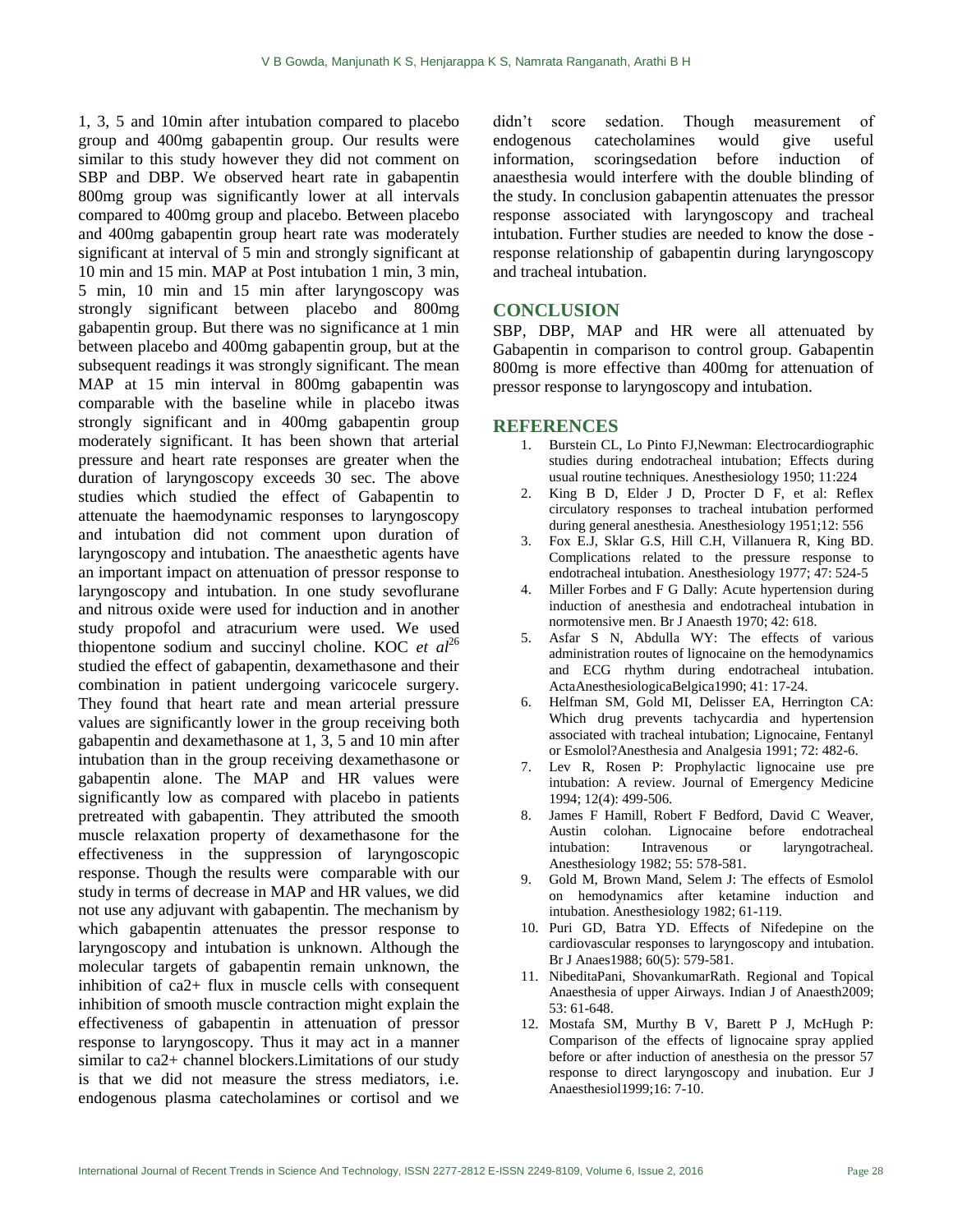1, 3, 5 and 10min after intubation compared to placebo group and 400mg gabapentin group. Our results were similar to this study however they did not comment on SBP and DBP. We observed heart rate in gabapentin 800mg group was significantly lower at all intervals compared to 400mg group and placebo. Between placebo and 400mg gabapentin group heart rate was moderately significant at interval of 5 min and strongly significant at 10 min and 15 min. MAP at Post intubation 1 min, 3 min, 5 min, 10 min and 15 min after laryngoscopy was strongly significant between placebo and 800mg gabapentin group. But there was no significance at 1 min between placebo and 400mg gabapentin group, but at the subsequent readings it was strongly significant. The mean MAP at 15 min interval in 800mg gabapentin was comparable with the baseline while in placebo itwas strongly significant and in 400mg gabapentin group moderately significant. It has been shown that arterial pressure and heart rate responses are greater when the duration of laryngoscopy exceeds 30 sec. The above studies which studied the effect of Gabapentin to attenuate the haemodynamic responses to laryngoscopy and intubation did not comment upon duration of laryngoscopy and intubation. The anaesthetic agents have an important impact on attenuation of pressor response to laryngoscopy and intubation. In one study sevoflurane and nitrous oxide were used for induction and in another study propofol and atracurium were used. We used thiopentone sodium and succinyl choline. KOC *et al*[26] studied the effect of gabapentin, dexamethasone and their combination in patient undergoing varicocele surgery. They found that heart rate and mean arterial pressure values are significantly lower in the group receiving both gabapentin and dexamethasone at 1, 3, 5 and 10 min after intubation than in the group receiving dexamethasone or gabapentin alone. The MAP and HR values were significantly low as compared with placebo in patients pretreated with gabapentin. They attributed the smooth muscle relaxation property of dexamethasone for the effectiveness in the suppression of laryngoscopic response. Though the results were comparable with our study in terms of decrease in MAP and HR values, we did not use any adjuvant with gabapentin. The mechanism by which gabapentin attenuates the pressor response to laryngoscopy and intubation is unknown. Although the molecular targets of gabapentin remain unknown, the inhibition of ca2+ flux in muscle cells with consequent inhibition of smooth muscle contraction might explain the effectiveness of gabapentin in attenuation of pressor response to laryngoscopy. Thus it may act in a manner similar to ca2+ channel blockers.Limitations of our study is that we did not measure the stress mediators, i.e. endogenous plasma catecholamines or cortisol and we didn't score sedation. Though measurement of endogenous catecholamines would give useful information, scoringsedation before induction of anaesthesia would interfere with the double blinding of the study. In conclusion gabapentin attenuates the pressor response associated with laryngoscopy and tracheal intubation. Further studies are needed to know the dose - response relationship of gabapentin during laryngoscopy and tracheal intubation.

## CONCLUSION

SBP, DBP, MAP and HR were all attenuated by Gabapentin in comparison to control group. Gabapentin 800mg is more effective than 400mg for attenuation of pressor response to laryngoscopy and intubation.

## REFERENCES

1. Burstein CL, Lo Pinto FJ,Newman: Electrocardiographic studies during endotracheal intubation; Effects during usual routine techniques. Anesthesiology 1950; 11:224
2. King B D, Elder J D, Procter D F, et al: Reflex circulatory responses to tracheal intubation performed during general anesthesia. Anesthesiology 1951;12: 556
3. Fox E.J, Sklar G.S, Hill C.H, Villanuera R, King BD. Complications related to the pressure response to endotracheal intubation. Anesthesiology 1977; 47: 524-5
4. Miller Forbes and F G Dally: Acute hypertension during induction of anesthesia and endotracheal intubation in normotensive men. Br J Anaesth 1970; 42: 618.
5. Asfar S N, Abdulla WY: The effects of various administration routes of lignocaine on the hemodynamics and ECG rhythm during endotracheal intubation. ActaAnesthesiologicaBelgica1990; 41: 17-24.
6. Helfman SM, Gold MI, Delisser EA, Herrington CA: Which drug prevents tachycardia and hypertension associated with tracheal intubation; Lignocaine, Fentanyl or Esmolol?Anesthesia and Analgesia 1991; 72: 482-6.
7. Lev R, Rosen P: Prophylactic lignocaine use pre intubation: A review. Journal of Emergency Medicine 1994; 12(4): 499-506.
8. James F Hamill, Robert F Bedford, David C Weaver, Austin colohan. Lignocaine before endotracheal intubation: Intravenous or laryngotracheal. Anesthesiology 1982; 55: 578-581.
9. Gold M, Brown Mand, Selem J: The effects of Esmolol on hemodynamics after ketamine induction and intubation. Anesthesiology 1982; 61-119.
10. Puri GD, Batra YD. Effects of Nifedepine on the cardiovascular responses to laryngoscopy and intubation. Br J Anaes1988; 60(5): 579-581.
11. NibeditaPani, ShovankumarRath. Regional and Topical Anaesthesia of upper Airways. Indian J of Anaesth2009; 53: 61-648.
12. Mostafa SM, Murthy B V, Barett P J, McHugh P: Comparison of the effects of lignocaine spray applied before or after induction of anesthesia on the pressor 57 response to direct laryngoscopy and inubation. Eur J Anaesthesiol1999;16: 7-10.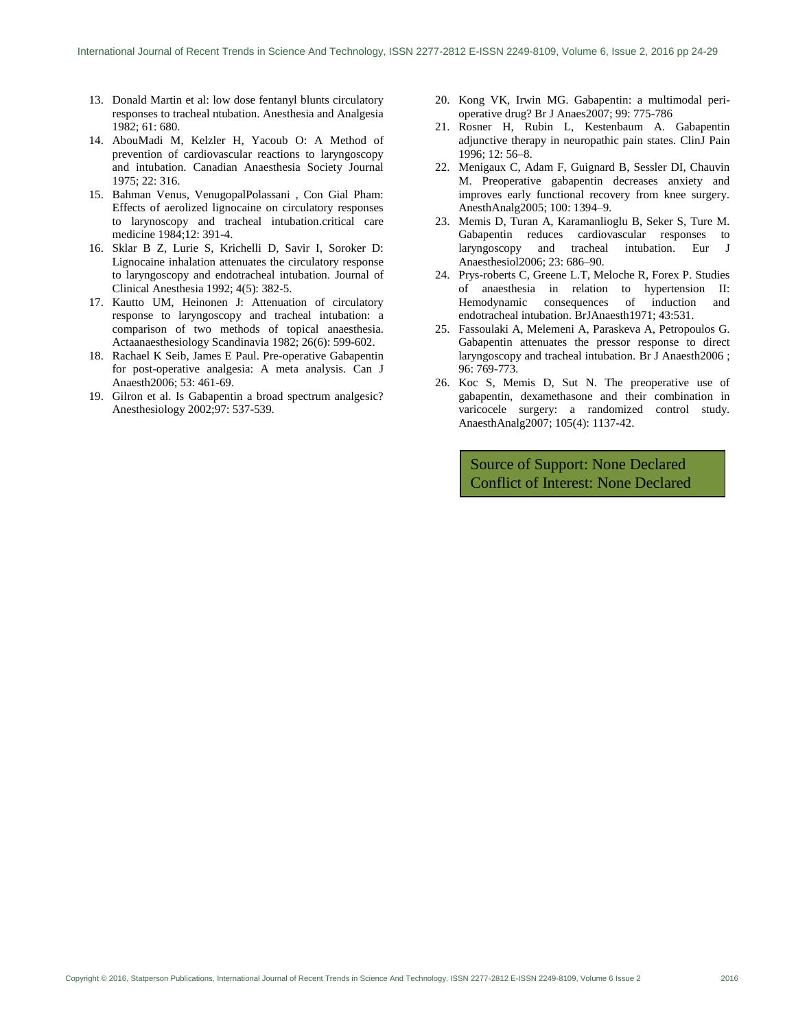13. Donald Martin et al: low dose fentanyl blunts circulatory responses to tracheal ntubation. Anesthesia and Analgesia 1982; 61: 680.
14. AbouMadi M, Kelzler H, Yacoub O: A Method of prevention of cardiovascular reactions to laryngoscopy and intubation. Canadian Anaesthesia Society Journal 1975; 22: 316.
15. Bahman Venus, VenugopalPolassani , Con Gial Pham: Effects of aerolized lignocaine on circulatory responses to larynoscopy and tracheal intubation.critical care medicine 1984;12: 391-4.
16. Sklar B Z, Lurie S, Krichelli D, Savir I, Soroker D: Lignocaine inhalation attenuates the circulatory response to laryngoscopy and endotracheal intubation. Journal of Clinical Anesthesia 1992; 4(5): 382-5.
17. Kautto UM, Heinonen J: Attenuation of circulatory response to laryngoscopy and tracheal intubation: a comparison of two methods of topical anaesthesia. Actaanaesthesiology Scandinavia 1982; 26(6): 599-602.
18. Rachael K Seib, James E Paul. Pre-operative Gabapentin for post-operative analgesia: A meta analysis. Can J Anaesth2006; 53: 461-69.
19. Gilron et al. Is Gabapentin a broad spectrum analgesic? Anesthesiology 2002;97: 537-539.
20. Kong VK, Irwin MG. Gabapentin: a multimodal peri-operative drug? Br J Anaes2007; 99: 775-786
21. Rosner H, Rubin L, Kestenbaum A. Gabapentin adjunctive therapy in neuropathic pain states. ClinJ Pain 1996; 12: 56–8.
22. Menigaux C, Adam F, Guignard B, Sessler DI, Chauvin M. Preoperative gabapentin decreases anxiety and improves early functional recovery from knee surgery. AnesthAnalg2005; 100: 1394–9.
23. Memis D, Turan A, Karamanlioglu B, Seker S, Ture M. Gabapentin reduces cardiovascular responses to laryngoscopy and tracheal intubation. Eur J Anaesthesiol2006; 23: 686–90.
24. Prys-roberts C, Greene L.T, Meloche R, Forex P. Studies of anaesthesia in relation to hypertension II: Hemodynamic consequences of induction and endotracheal intubation. BrJAnaesth1971; 43:531.
25. Fassoulaki A, Melemeni A, Paraskeva A, Petropoulos G. Gabapentin attenuates the pressor response to direct laryngoscopy and tracheal intubation. Br J Anaesth2006 ; 96: 769-773.
26. Koc S, Memis D, Sut N. The preoperative use of gabapentin, dexamethasone and their combination in varicocele surgery: a randomized control study. AnaesthAnalg2007; 105(4): 1137-42.

Source of Support: None Declared
Conflict of Interest: None Declared